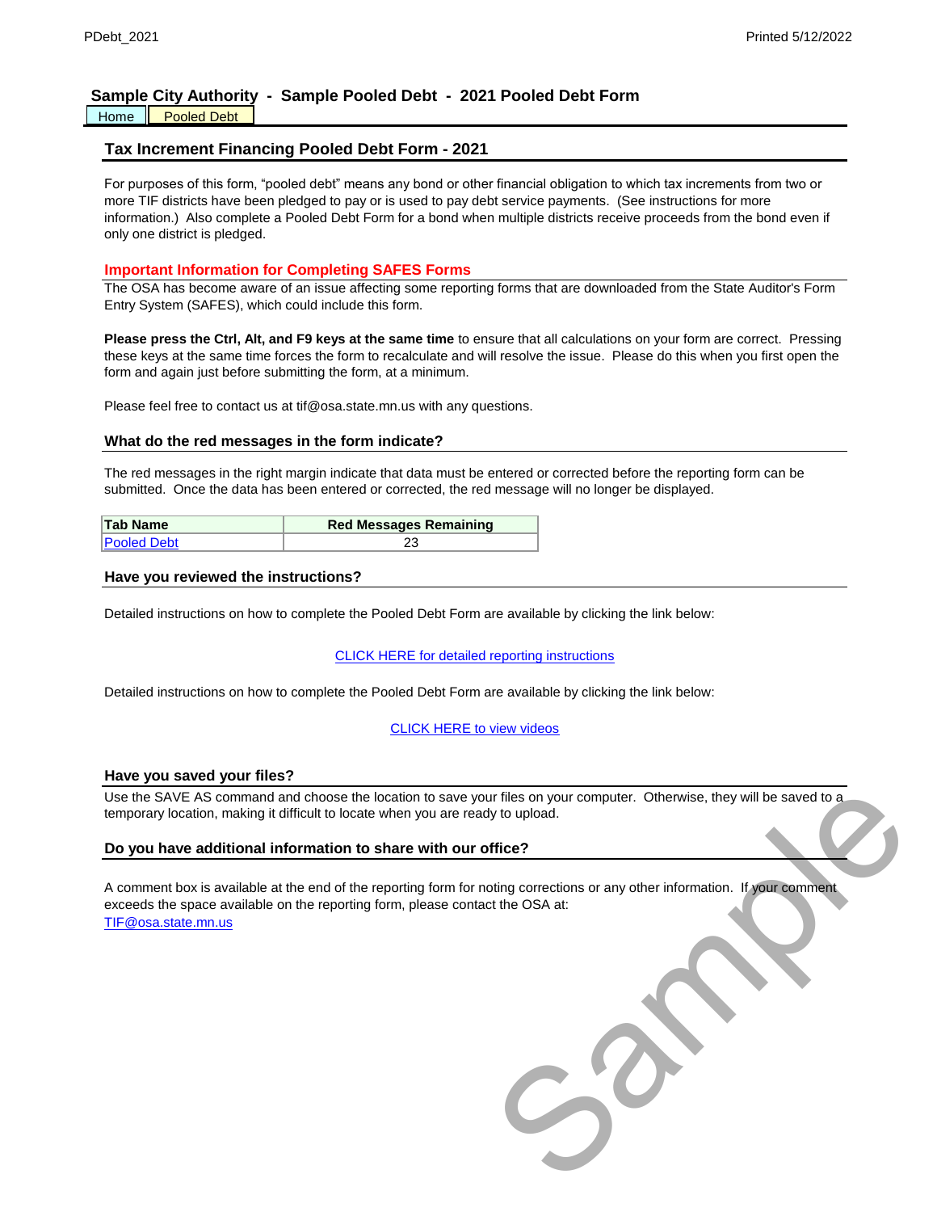# Sample City Authority - Sample Pooled Debt - 2021 Pooled Debt Form

Home | Pooled Debt

## Tax Increment Financing Pooled Debt Form - 2021

For purposes of this form, “pooled debt” means any bond or other financial obligation to which tax increments from two or more TIF districts have been pledged to pay or is used to pay debt service payments. (See instructions for more information.) Also complete a Pooled Debt Form for a bond when multiple districts receive proceeds from the bond even if only one district is pledged.

### Important Information for Completing SAFES Forms

The OSA has become aware of an issue affecting some reporting forms that are downloaded from the State Auditor's Form Entry System (SAFES), which could include this form.

**Please press the Ctrl, Alt, and F9 keys at the same time** to ensure that all calculations on your form are correct. Pressing these keys at the same time forces the form to recalculate and will resolve the issue. Please do this when you first open the form and again just before submitting the form, at a minimum.

Please feel free to contact us at tif@osa.state.mn.us with any questions.

### What do the red messages in the form indicate?

The red messages in the right margin indicate that data must be entered or corrected before the reporting form can be submitted. Once the data has been entered or corrected, the red message will no longer be displayed.

| Tab Name | Red Messages Remaining |
|---|---|
| Pooled Debt | 23 |

### Have you reviewed the instructions?

Detailed instructions on how to complete the Pooled Debt Form are available by clicking the link below:

CLICK HERE for detailed reporting instructions

Detailed instructions on how to complete the Pooled Debt Form are available by clicking the link below:

CLICK HERE to view videos

### Have you saved your files?

Use the SAVE AS command and choose the location to save your files on your computer. Otherwise, they will be saved to a temporary location, making it difficult to locate when you are ready to upload.

### Do you have additional information to share with our office?

A comment box is available at the end of the reporting form for noting corrections or any other information. If your comment exceeds the space available on the reporting form, please contact the OSA at:
TIF@osa.state.mn.us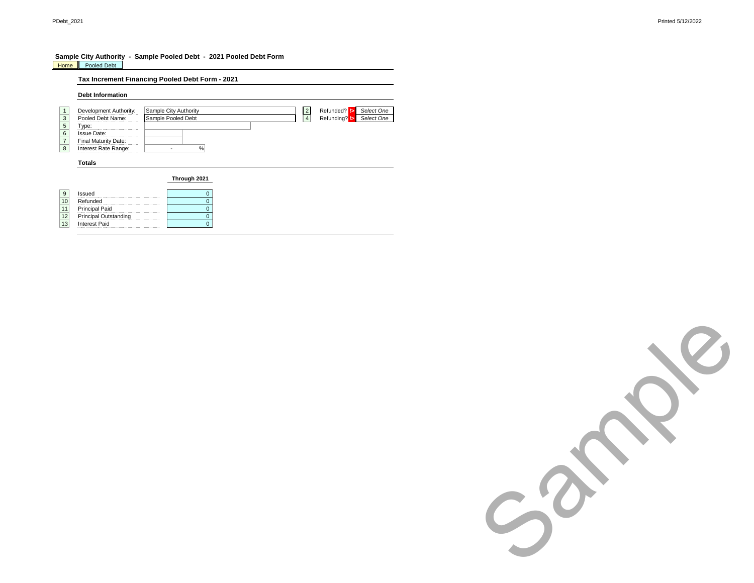**Sample City Authority - Sample Pooled Debt - 2021 Pooled Debt Form**

Home | Pooled Debt

## Tax Increment Financing Pooled Debt Form - 2021

### Debt Information

| # | Field | Value | # | Field | Value |
|---|---|---|---|---|---|
| 1 | Development Authority: | Sample City Authority | 2 | Refunded? | *Select One* |
| 3 | Pooled Debt Name: | Sample Pooled Debt | 4 | Refunding? | *Select One* |
| 5 | Type: | | | | |
| 6 | Issue Date: | | | | |
| 7 | Final Maturity Date: | | | | |
| 8 | Interest Rate Range: | - % | | | |

### Totals

| # | | Through 2021 |
|---|---|---|
| 9 | Issued | 0 |
| 10 | Refunded | 0 |
| 11 | Principal Paid | 0 |
| 12 | Principal Outstanding | 0 |
| 13 | Interest Paid | 0 |

Sample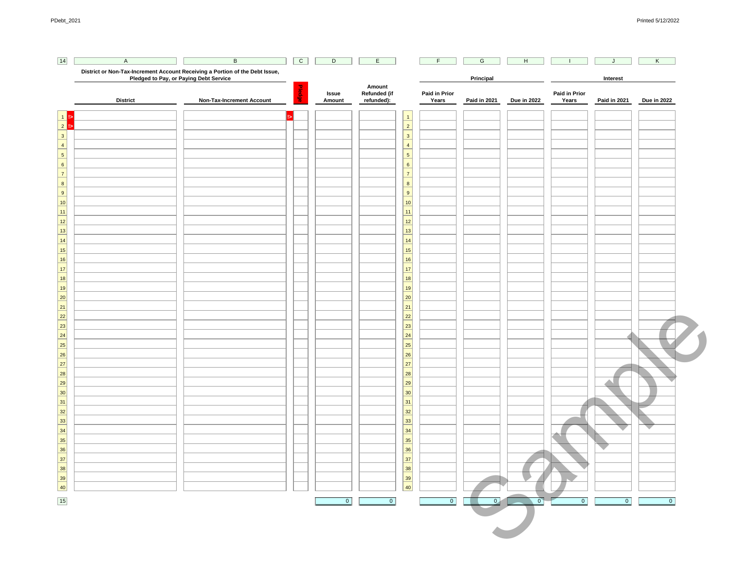| 14 | A | B | C | D | E | | F | G | H | I | J | K |
|---|---|---|---|---|---|---|---|---|---|---|---|---|
| | **District or Non-Tax-Increment Account Receiving a Portion of the Debt Issue, Pledged to Pay, or Paying Debt Service** | | | | | | **Principal** | | | **Interest** | | |
| | **District** | **Non-Tax-Increment Account** | **Pledge** | **Issue Amount** | **Amount Refunded (if refunded):** | | **Paid in Prior Years** | **Paid in 2021** | **Due in 2022** | **Paid in Prior Years** | **Paid in 2021** | **Due in 2022** |
| 1 | | | | | | 1 | | | | | | |
| 2 | | | | | | 2 | | | | | | |
| 3 | | | | | | 3 | | | | | | |
| 4 | | | | | | 4 | | | | | | |
| 5 | | | | | | 5 | | | | | | |
| 6 | | | | | | 6 | | | | | | |
| 7 | | | | | | 7 | | | | | | |
| 8 | | | | | | 8 | | | | | | |
| 9 | | | | | | 9 | | | | | | |
| 10 | | | | | | 10 | | | | | | |
| 11 | | | | | | 11 | | | | | | |
| 12 | | | | | | 12 | | | | | | |
| 13 | | | | | | 13 | | | | | | |
| 14 | | | | | | 14 | | | | | | |
| 15 | | | | | | 15 | | | | | | |
| 16 | | | | | | 16 | | | | | | |
| 17 | | | | | | 17 | | | | | | |
| 18 | | | | | | 18 | | | | | | |
| 19 | | | | | | 19 | | | | | | |
| 20 | | | | | | 20 | | | | | | |
| 21 | | | | | | 21 | | | | | | |
| 22 | | | | | | 22 | | | | | | |
| 23 | | | | | | 23 | | | | | | |
| 24 | | | | | | 24 | | | | | | |
| 25 | | | | | | 25 | | | | | | |
| 26 | | | | | | 26 | | | | | | |
| 27 | | | | | | 27 | | | | | | |
| 28 | | | | | | 28 | | | | | | |
| 29 | | | | | | 29 | | | | | | |
| 30 | | | | | | 30 | | | | | | |
| 31 | | | | | | 31 | | | | | | |
| 32 | | | | | | 32 | | | | | | |
| 33 | | | | | | 33 | | | | | | |
| 34 | | | | | | 34 | | | | | | |
| 35 | | | | | | 35 | | | | | | |
| 36 | | | | | | 36 | | | | | | |
| 37 | | | | | | 37 | | | | | | |
| 38 | | | | | | 38 | | | | | | |
| 39 | | | | | | 39 | | | | | | |
| 40 | | | | | | 40 | | | | | | |
| 15 | | | | 0 | 0 | | 0 | 0 | 0 | 0 | 0 | 0 |

Sample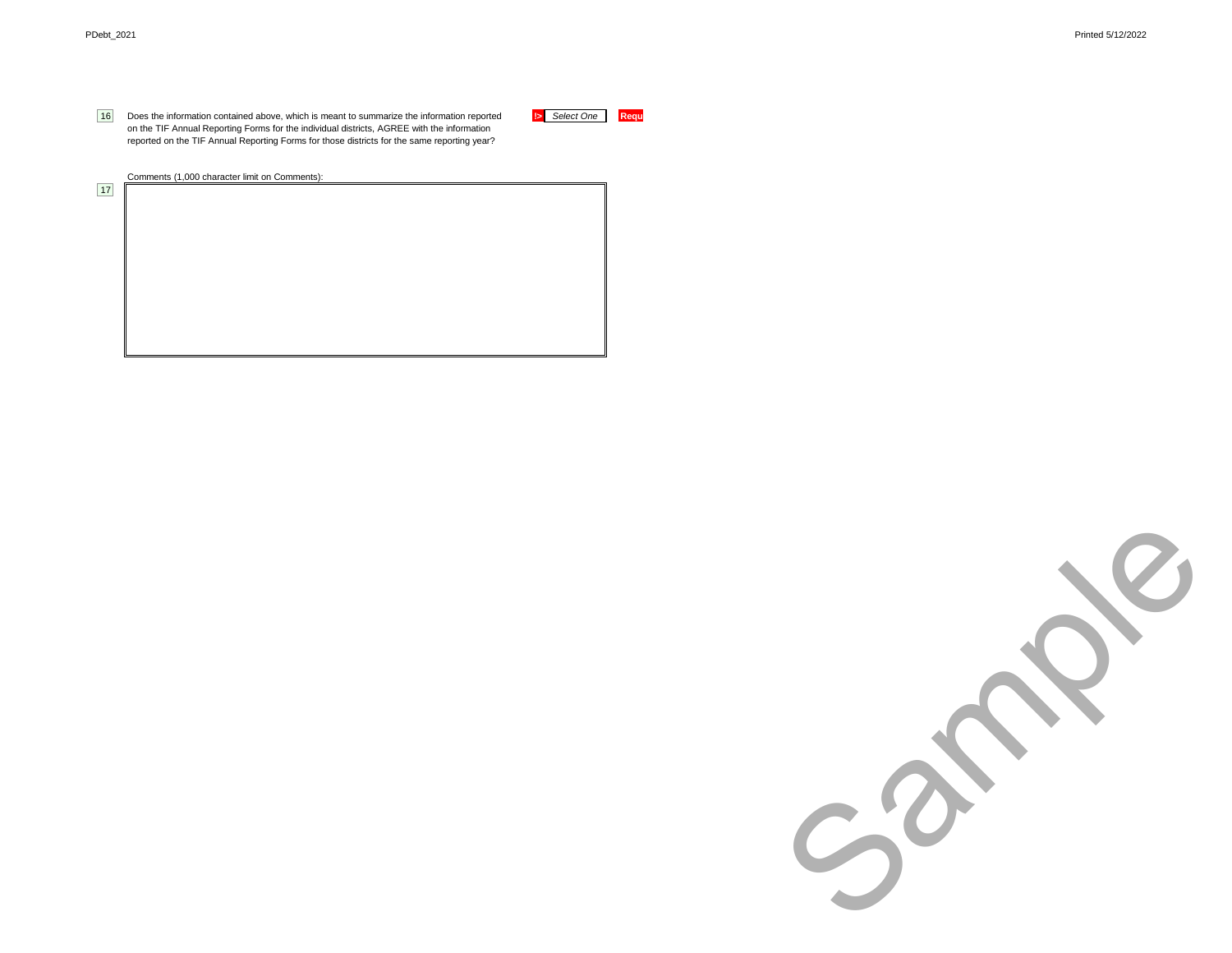16 Does the information contained above, which is meant to summarize the information reported on the TIF Annual Reporting Forms for the individual districts, AGREE with the information reported on the TIF Annual Reporting Forms for those districts for the same reporting year?

!> *Select One* Requ

Comments (1,000 character limit on Comments):

17

Sample